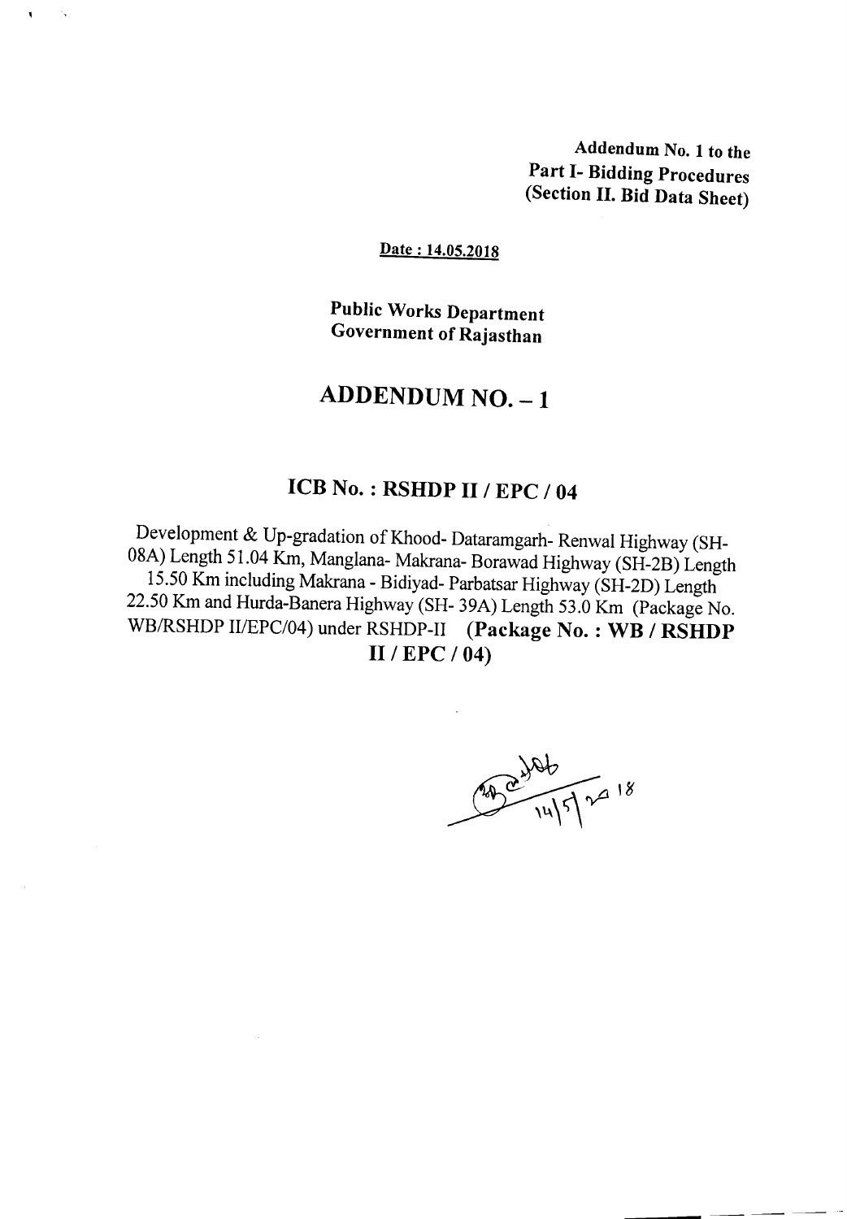**Addendum No. 1 to the**
**Part I- Bidding Procedures**
**(Section II. Bid Data Sheet)**

**Date : 14.05.2018**

**Public Works Department**
**Government of Rajasthan**

# ADDENDUM NO. – 1

## ICB No. : RSHDP II / EPC / 04

Development & Up-gradation of Khood- Dataramgarh- Renwal Highway (SH-08A) Length 51.04 Km, Manglana- Makrana- Borawad Highway (SH-2B) Length 15.50 Km including Makrana - Bidiyad- Parbatsar Highway (SH-2D) Length 22.50 Km and Hurda-Banera Highway (SH- 39A) Length 53.0 Km (Package No. WB/RSHDP II/EPC/04) under RSHDP-II **(Package No. : WB / RSHDP II / EPC / 04)**

14/5/2018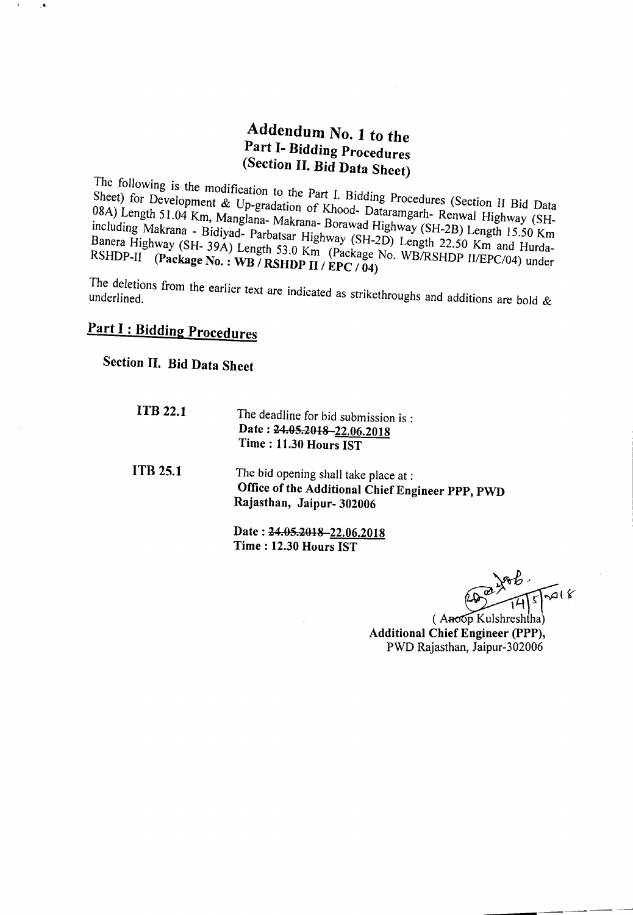# Addendum No. 1 to the Part I- Bidding Procedures (Section II. Bid Data Sheet)

The following is the modification to the Part I. Bidding Procedures (Section II Bid Data Sheet) for Development & Up-gradation of Khood- Dataramgarh- Renwal Highway (SH-08A) Length 51.04 Km, Manglana- Makrana- Borawad Highway (SH-2B) Length 15.50 Km including Makrana - Bidiyad- Parbatsar Highway (SH-2D) Length 22.50 Km and Hurda-Banera Highway (SH- 39A) Length 53.0 Km (Package No. WB/RSHDP II/EPC/04) under RSHDP-II **(Package No. : WB / RSHDP II / EPC / 04)**

The deletions from the earlier text are indicated as strikethroughs and additions are bold & underlined.

## <u>Part I : Bidding Procedures</u>

### Section II. Bid Data Sheet

| | |
|---|---|
| **ITB 22.1** | The deadline for bid submission is :<br>**Date : ~~24.05.2018~~ <u>22.06.2018</u>**<br>**Time : 11.30 Hours IST** |
| **ITB 25.1** | The bid opening shall take place at :<br>**Office of the Additional Chief Engineer PPP, PWD Rajasthan, Jaipur- 302006**<br><br>**Date : ~~24.05.2018~~ <u>22.06.2018</u>**<br>**Time : 12.30 Hours IST** |

14/5/2018

( Anoop Kulshreshtha)
**Additional Chief Engineer (PPP),**
PWD Rajasthan, Jaipur-302006